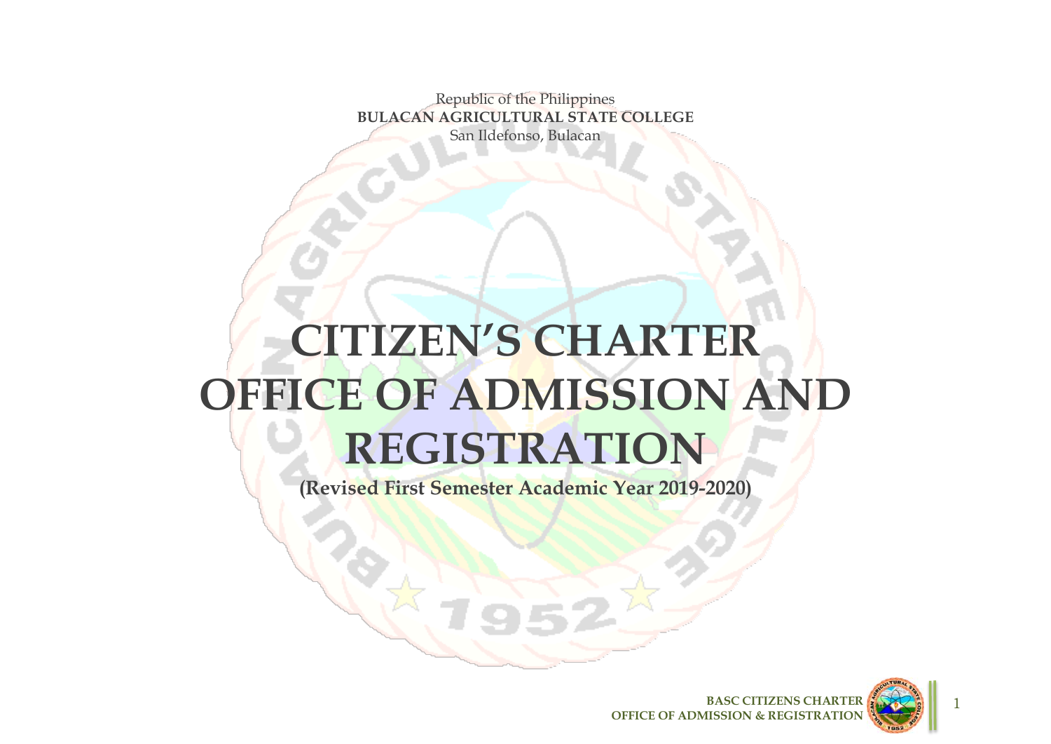Republic of the Philippines
**BULACAN AGRICULTURAL STATE COLLEGE**
San Ildefonso, Bulacan

# CITIZEN'S CHARTER OFFICE OF ADMISSION AND REGISTRATION

**(Revised First Semester Academic Year 2019-2020)**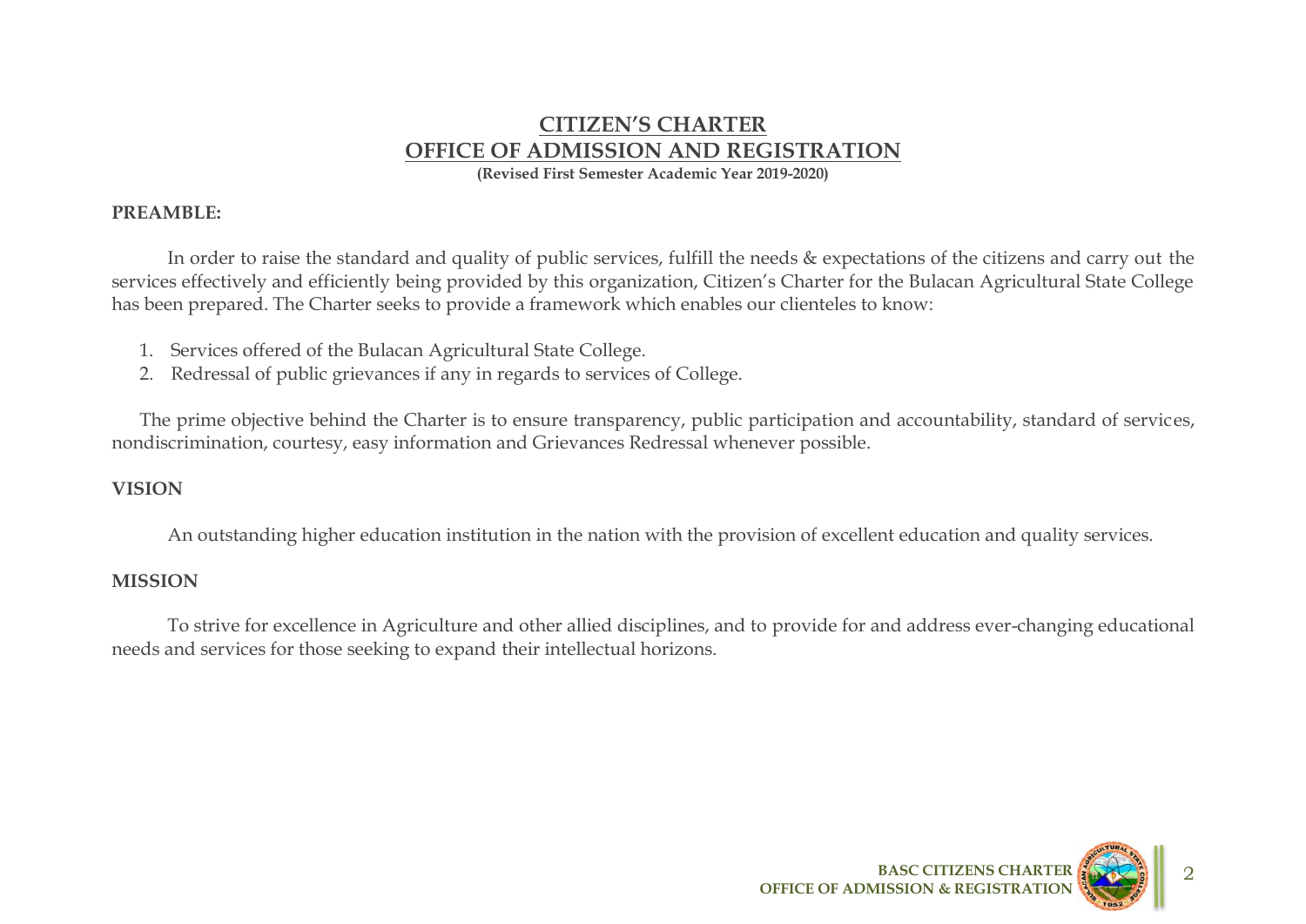# CITIZEN'S CHARTER
# OFFICE OF ADMISSION AND REGISTRATION

**(Revised First Semester Academic Year 2019-2020)**

**PREAMBLE:**

In order to raise the standard and quality of public services, fulfill the needs & expectations of the citizens and carry out the services effectively and efficiently being provided by this organization, Citizen's Charter for the Bulacan Agricultural State College has been prepared. The Charter seeks to provide a framework which enables our clienteles to know:

1. Services offered of the Bulacan Agricultural State College.
2. Redressal of public grievances if any in regards to services of College.

The prime objective behind the Charter is to ensure transparency, public participation and accountability, standard of services, nondiscrimination, courtesy, easy information and Grievances Redressal whenever possible.

**VISION**

An outstanding higher education institution in the nation with the provision of excellent education and quality services.

**MISSION**

To strive for excellence in Agriculture and other allied disciplines, and to provide for and address ever-changing educational needs and services for those seeking to expand their intellectual horizons.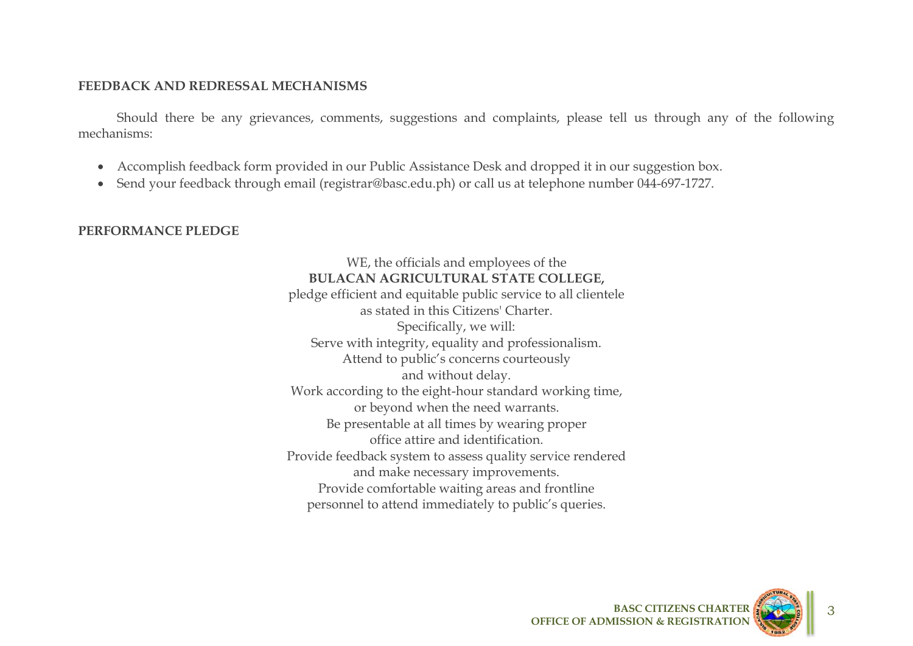## FEEDBACK AND REDRESSAL MECHANISMS

Should there be any grievances, comments, suggestions and complaints, please tell us through any of the following mechanisms:

- Accomplish feedback form provided in our Public Assistance Desk and dropped it in our suggestion box.
- Send your feedback through email (registrar@basc.edu.ph) or call us at telephone number 044-697-1727.

## PERFORMANCE PLEDGE

WE, the officials and employees of the
**BULACAN AGRICULTURAL STATE COLLEGE,**
pledge efficient and equitable public service to all clientele
as stated in this Citizens' Charter.
Specifically, we will:
Serve with integrity, equality and professionalism.
Attend to public's concerns courteously
and without delay.
Work according to the eight-hour standard working time,
or beyond when the need warrants.
Be presentable at all times by wearing proper
office attire and identification.
Provide feedback system to assess quality service rendered
and make necessary improvements.
Provide comfortable waiting areas and frontline
personnel to attend immediately to public's queries.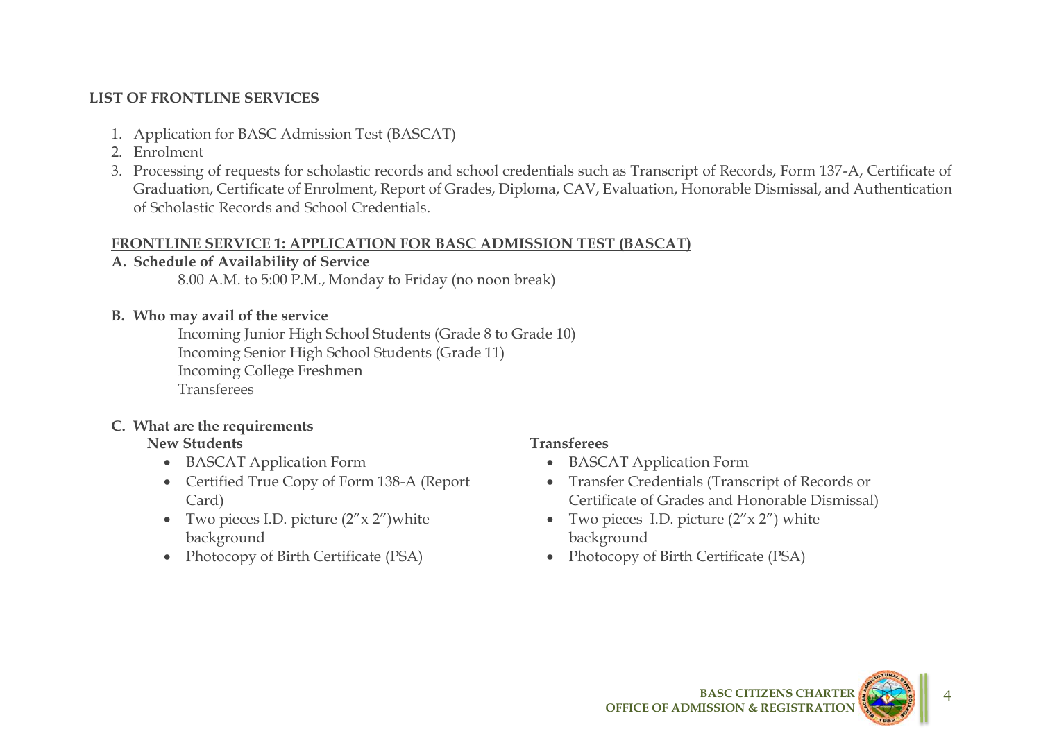## LIST OF FRONTLINE SERVICES

1. Application for BASC Admission Test (BASCAT)
2. Enrolment
3. Processing of requests for scholastic records and school credentials such as Transcript of Records, Form 137-A, Certificate of Graduation, Certificate of Enrolment, Report of Grades, Diploma, CAV, Evaluation, Honorable Dismissal, and Authentication of Scholastic Records and School Credentials.

### FRONTLINE SERVICE 1: APPLICATION FOR BASC ADMISSION TEST (BASCAT)

**A. Schedule of Availability of Service**

8.00 A.M. to 5:00 P.M., Monday to Friday (no noon break)

**B. Who may avail of the service**

Incoming Junior High School Students (Grade 8 to Grade 10)
Incoming Senior High School Students (Grade 11)
Incoming College Freshmen
Transferees

**C. What are the requirements**

**New Students**

- BASCAT Application Form
- Certified True Copy of Form 138-A (Report Card)
- Two pieces I.D. picture (2"x 2")white background
- Photocopy of Birth Certificate (PSA)

**Transferees**

- BASCAT Application Form
- Transfer Credentials (Transcript of Records or Certificate of Grades and Honorable Dismissal)
- Two pieces I.D. picture (2"x 2") white background
- Photocopy of Birth Certificate (PSA)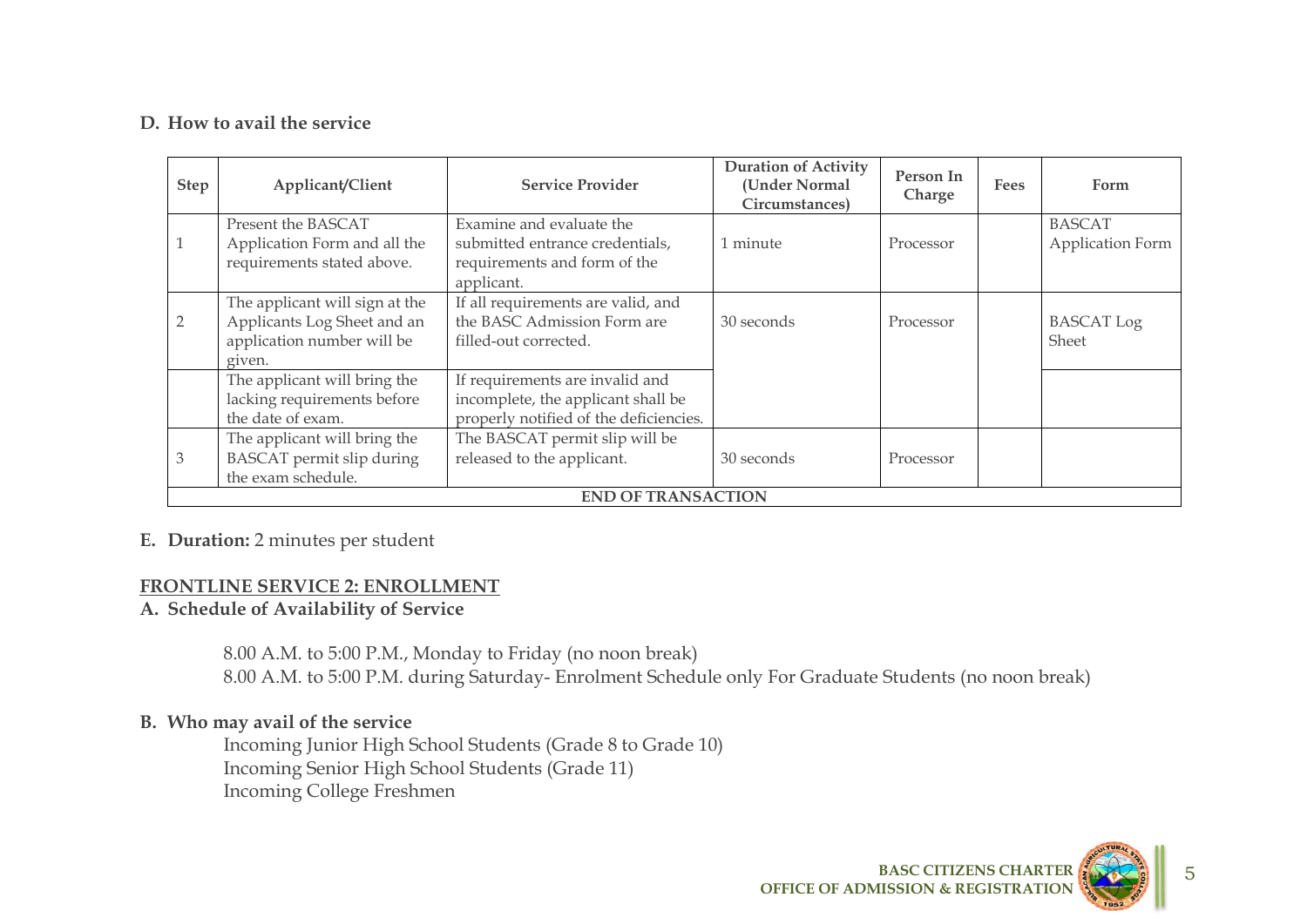**D. How to avail the service**

| Step | Applicant/Client | Service Provider | Duration of Activity (Under Normal Circumstances) | Person In Charge | Fees | Form |
|---|---|---|---|---|---|---|
| 1 | Present the BASCAT Application Form and all the requirements stated above. | Examine and evaluate the submitted entrance credentials, requirements and form of the applicant. | 1 minute | Processor | | BASCAT Application Form |
| 2 | The applicant will sign at the Applicants Log Sheet and an application number will be given. | If all requirements are valid, and the BASC Admission Form are filled-out corrected. | 30 seconds | Processor | | BASCAT Log Sheet |
| | The applicant will bring the lacking requirements before the date of exam. | If requirements are invalid and incomplete, the applicant shall be properly notified of the deficiencies. | | | | |
| 3 | The applicant will bring the BASCAT permit slip during the exam schedule. | The BASCAT permit slip will be released to the applicant. | 30 seconds | Processor | | |
| | | END OF TRANSACTION | | | | |

**E. Duration:** 2 minutes per student

## FRONTLINE SERVICE 2: ENROLLMENT

**A. Schedule of Availability of Service**

8.00 A.M. to 5:00 P.M., Monday to Friday (no noon break)
8.00 A.M. to 5:00 P.M. during Saturday- Enrolment Schedule only For Graduate Students (no noon break)

**B. Who may avail of the service**

Incoming Junior High School Students (Grade 8 to Grade 10)
Incoming Senior High School Students (Grade 11)
Incoming College Freshmen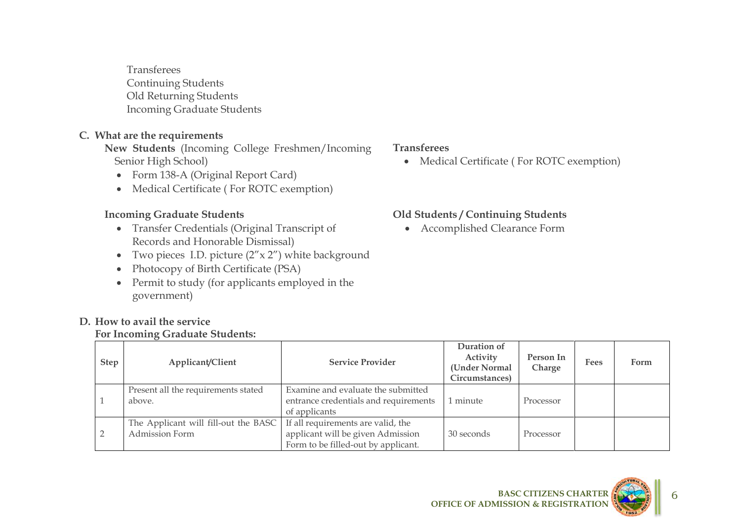Transferees
Continuing Students
Old Returning Students
Incoming Graduate Students

## C. What are the requirements

**New Students** (Incoming College Freshmen/Incoming Senior High School)

- Form 138-A (Original Report Card)
- Medical Certificate ( For ROTC exemption)

**Incoming Graduate Students**

- Transfer Credentials (Original Transcript of Records and Honorable Dismissal)
- Two pieces I.D. picture (2"x 2") white background
- Photocopy of Birth Certificate (PSA)
- Permit to study (for applicants employed in the government)

**Transferees**

- Medical Certificate ( For ROTC exemption)

**Old Students / Continuing Students**

- Accomplished Clearance Form

## D. How to avail the service

**For Incoming Graduate Students:**

| Step | Applicant/Client | Service Provider | Duration of Activity (Under Normal Circumstances) | Person In Charge | Fees | Form |
|---|---|---|---|---|---|---|
| 1 | Present all the requirements stated above. | Examine and evaluate the submitted entrance credentials and requirements of applicants | 1 minute | Processor | | |
| 2 | The Applicant will fill-out the BASC Admission Form | If all requirements are valid, the applicant will be given Admission Form to be filled-out by applicant. | 30 seconds | Processor | | |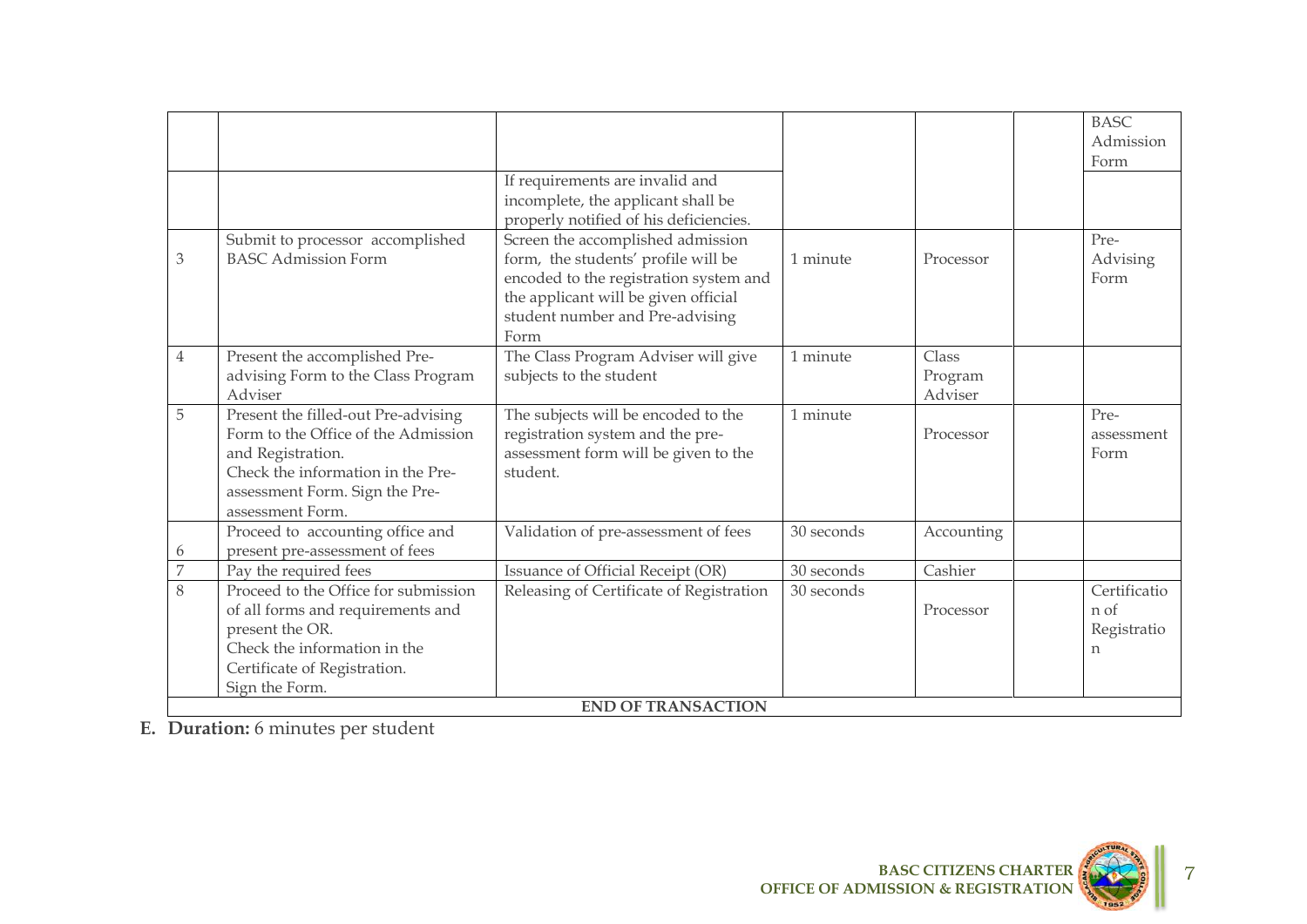| | | | | | | |
|---|---|---|---|---|---|---|
| | | | | | | BASC Admission Form |
| | | If requirements are invalid and incomplete, the applicant shall be properly notified of his deficiencies. | | | | |
| 3 | Submit to processor accomplished BASC Admission Form | Screen the accomplished admission form, the students' profile will be encoded to the registration system and the applicant will be given official student number and Pre-advising Form | 1 minute | Processor | | Pre-Advising Form |
| 4 | Present the accomplished Pre-advising Form to the Class Program Adviser | The Class Program Adviser will give subjects to the student | 1 minute | Class Program Adviser | | |
| 5 | Present the filled-out Pre-advising Form to the Office of the Admission and Registration. Check the information in the Pre-assessment Form. Sign the Pre-assessment Form. | The subjects will be encoded to the registration system and the pre-assessment form will be given to the student. | 1 minute | Processor | | Pre-assessment Form |
| 6 | Proceed to accounting office and present pre-assessment of fees | Validation of pre-assessment of fees | 30 seconds | Accounting | | |
| 7 | Pay the required fees | Issuance of Official Receipt (OR) | 30 seconds | Cashier | | |
| 8 | Proceed to the Office for submission of all forms and requirements and present the OR. Check the information in the Certificate of Registration. Sign the Form. | Releasing of Certificate of Registration | 30 seconds | Processor | | Certification of Registration |
| | | **END OF TRANSACTION** | | | | |

**E. Duration:** 6 minutes per student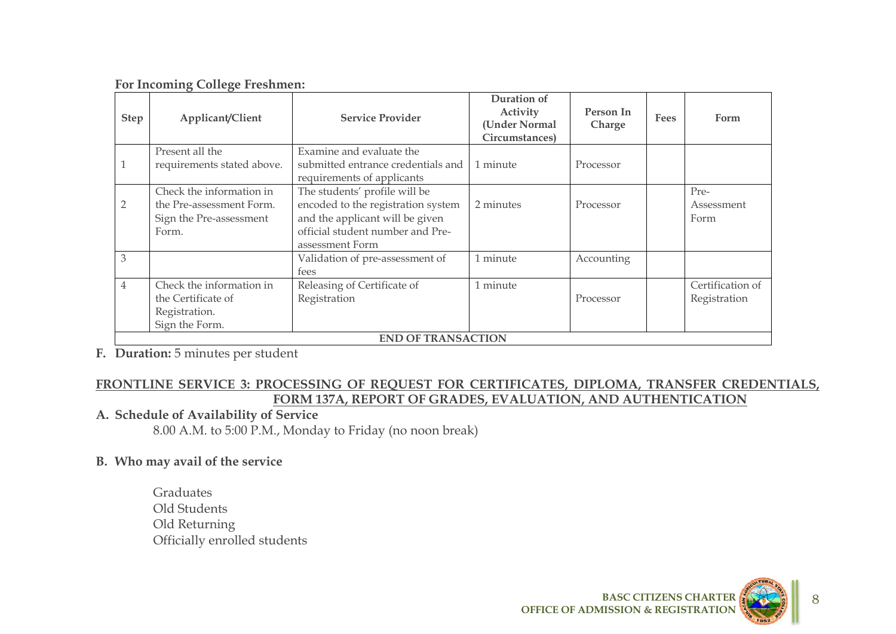**For Incoming College Freshmen:**

| Step | Applicant/Client | Service Provider | Duration of Activity (Under Normal Circumstances) | Person In Charge | Fees | Form |
|---|---|---|---|---|---|---|
| 1 | Present all the requirements stated above. | Examine and evaluate the submitted entrance credentials and requirements of applicants | 1 minute | Processor | | |
| 2 | Check the information in the Pre-assessment Form. Sign the Pre-assessment Form. | The students' profile will be encoded to the registration system and the applicant will be given official student number and Pre-assessment Form | 2 minutes | Processor | | Pre-Assessment Form |
| 3 | | Validation of pre-assessment of fees | 1 minute | Accounting | | |
| 4 | Check the information in the Certificate of Registration. Sign the Form. | Releasing of Certificate of Registration | 1 minute | Processor | | Certification of Registration |
| END OF TRANSACTION | | | | | | |

**F. Duration:** 5 minutes per student

## FRONTLINE SERVICE 3: PROCESSING OF REQUEST FOR CERTIFICATES, DIPLOMA, TRANSFER CREDENTIALS, FORM 137A, REPORT OF GRADES, EVALUATION, AND AUTHENTICATION

**A. Schedule of Availability of Service**

8.00 A.M. to 5:00 P.M., Monday to Friday (no noon break)

**B. Who may avail of the service**

Graduates
Old Students
Old Returning
Officially enrolled students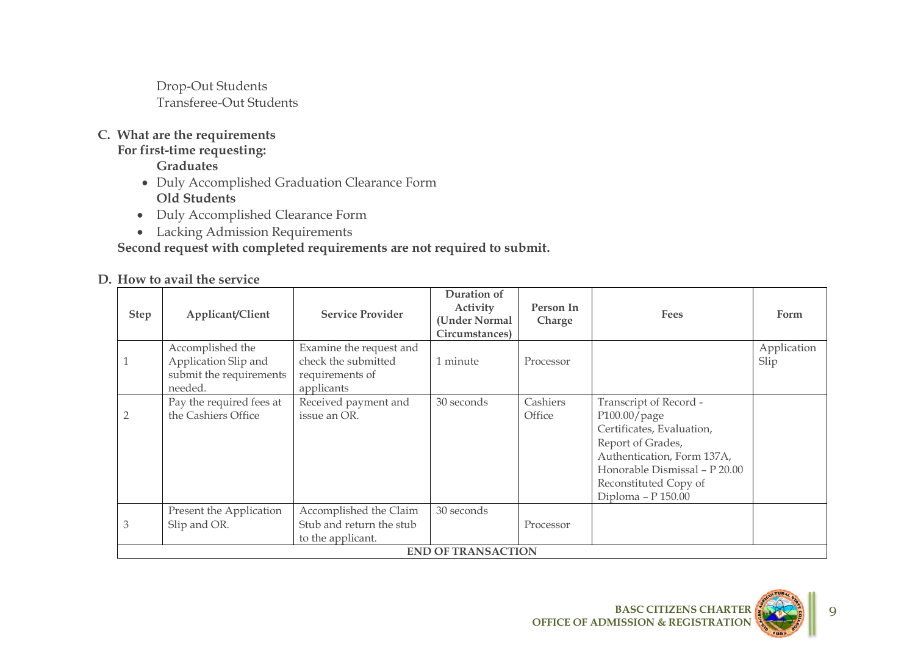Drop-Out Students
Transferee-Out Students

**C. What are the requirements**

**For first-time requesting:**

**Graduates**

- Duly Accomplished Graduation Clearance Form

**Old Students**

- Duly Accomplished Clearance Form
- Lacking Admission Requirements

**Second request with completed requirements are not required to submit.**

**D. How to avail the service**

| Step | Applicant/Client | Service Provider | Duration of Activity (Under Normal Circumstances) | Person In Charge | Fees | Form |
|---|---|---|---|---|---|---|
| 1 | Accomplished the Application Slip and submit the requirements needed. | Examine the request and check the submitted requirements of applicants | 1 minute | Processor | | Application Slip |
| 2 | Pay the required fees at the Cashiers Office | Received payment and issue an OR. | 30 seconds | Cashiers Office | Transcript of Record - P100.00/page<br>Certificates, Evaluation, Report of Grades, Authentication, Form 137A, Honorable Dismissal – P 20.00<br>Reconstituted Copy of Diploma – P 150.00 | |
| 3 | Present the Application Slip and OR. | Accomplished the Claim Stub and return the stub to the applicant. | 30 seconds | Processor | | |
| | | | **END OF TRANSACTION** | | | |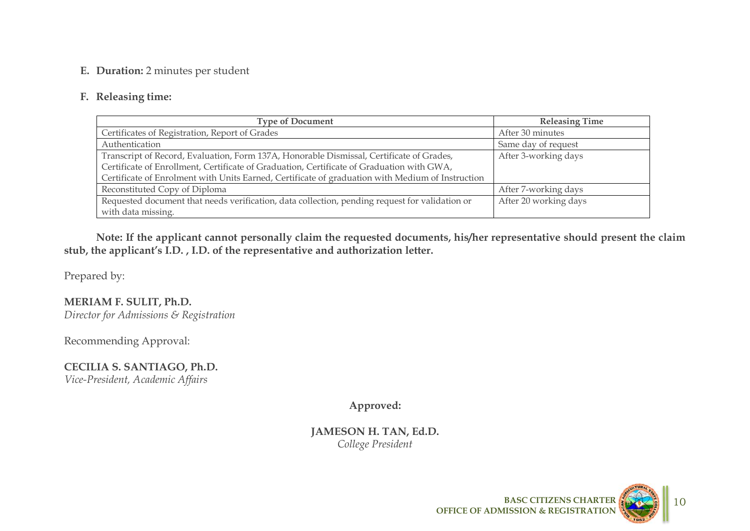**E. Duration:** 2 minutes per student

**F. Releasing time:**

| Type of Document | Releasing Time |
|---|---|
| Certificates of Registration, Report of Grades | After 30 minutes |
| Authentication | Same day of request |
| Transcript of Record, Evaluation, Form 137A, Honorable Dismissal, Certificate of Grades, Certificate of Enrollment, Certificate of Graduation, Certificate of Graduation with GWA, Certificate of Enrolment with Units Earned, Certificate of graduation with Medium of Instruction | After 3-working days |
| Reconstituted Copy of Diploma | After 7-working days |
| Requested document that needs verification, data collection, pending request for validation or with data missing. | After 20 working days |

**Note: If the applicant cannot personally claim the requested documents, his/her representative should present the claim stub, the applicant's I.D. , I.D. of the representative and authorization letter.**

Prepared by:

**MERIAM F. SULIT, Ph.D.**
*Director for Admissions & Registration*

Recommending Approval:

**CECILIA S. SANTIAGO, Ph.D.**
*Vice-President, Academic Affairs*

**Approved:**

**JAMESON H. TAN, Ed.D.**
*College President*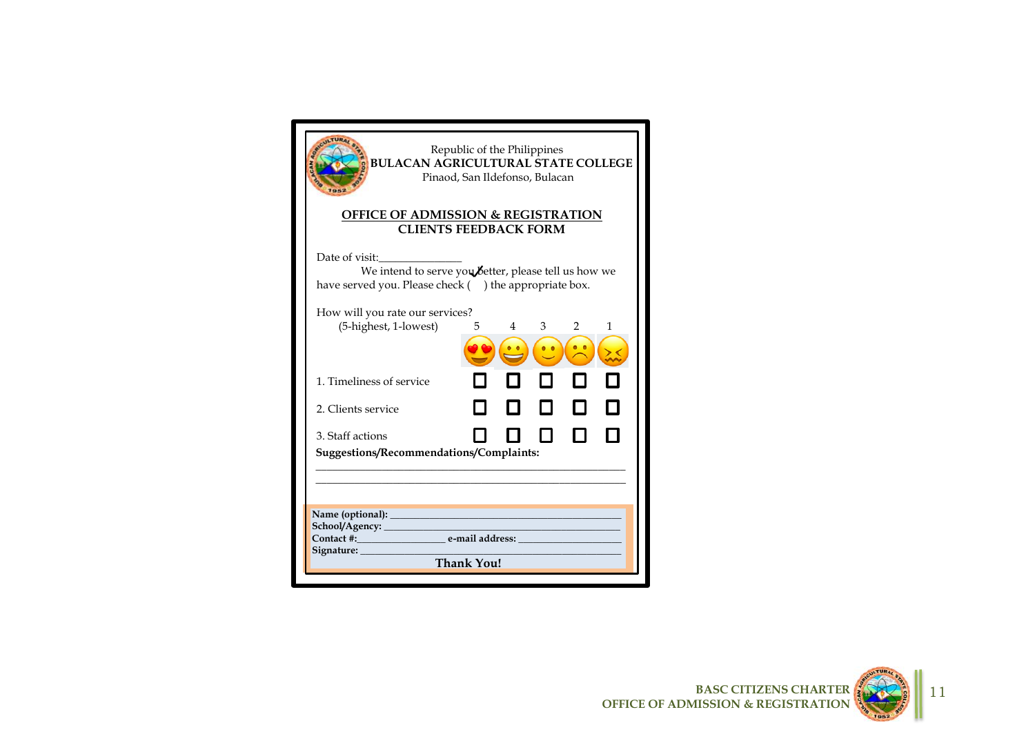Republic of the Philippines
**BULACAN AGRICULTURAL STATE COLLEGE**
Pinaod, San Ildefonso, Bulacan

**OFFICE OF ADMISSION & REGISTRATION**
**CLIENTS FEEDBACK FORM**

Date of visit:______________

We intend to serve you better, please tell us how we have served you. Please check ( ✓ ) the appropriate box.

How will you rate our services?
(5-highest, 1-lowest)

| | 5 | 4 | 3 | 2 | 1 |
|---|---|---|---|---|---|
| 1. Timeliness of service | ☐ | ☐ | ☐ | ☐ | ☐ |
| 2. Clients service | ☐ | ☐ | ☐ | ☐ | ☐ |
| 3. Staff actions | ☐ | ☐ | ☐ | ☐ | ☐ |

**Suggestions/Recommendations/Complaints:**

______________________________________________________

______________________________________________________

**Name (optional):** ______________________________________

**School/Agency:** ________________________________________

**Contact #:**_______________ **e-mail address:** __________________

**Signature:** ____________________________________________

**Thank You!**